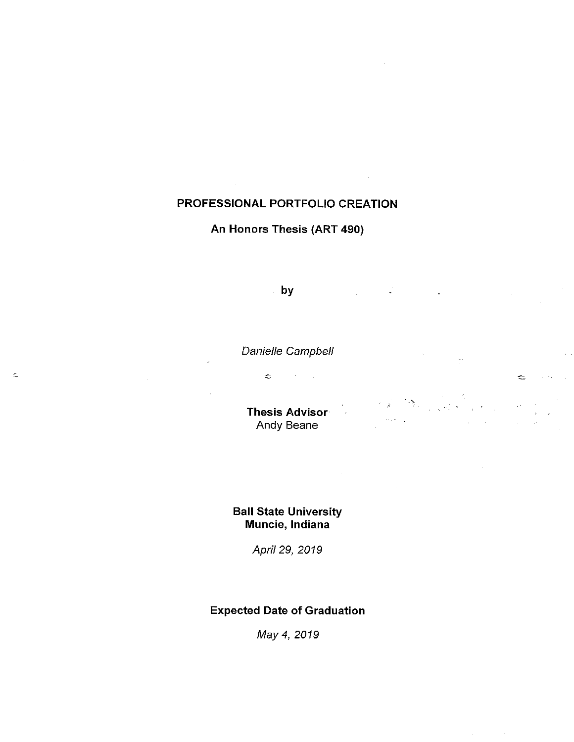**PROFESSIONAL PORTFOLIO CREATION**

**An Honors Thesis (ART 490)**

**by**

*Danielle Campbell*

**Thesis Advisor**
Andy Beane

**Ball State University**
**Muncie, Indiana**

*April 29, 2019*

**Expected Date of Graduation**

*May 4, 2019*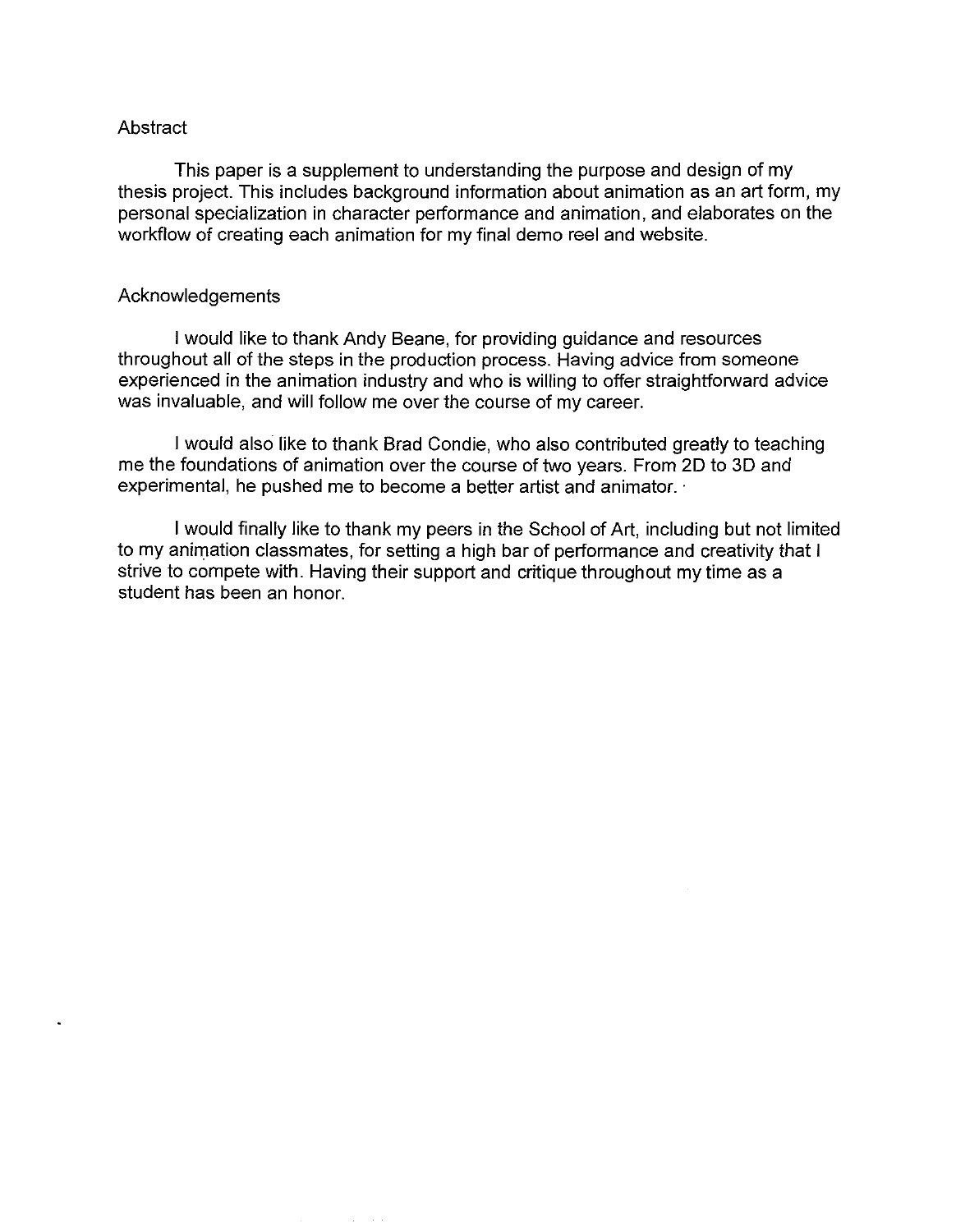## Abstract

This paper is a supplement to understanding the purpose and design of my thesis project. This includes background information about animation as an art form, my personal specialization in character performance and animation, and elaborates on the workflow of creating each animation for my final demo reel and website.

## Acknowledgements

I would like to thank Andy Beane, for providing guidance and resources throughout all of the steps in the production process. Having advice from someone experienced in the animation industry and who is willing to offer straightforward advice was invaluable, and will follow me over the course of my career.

I would also like to thank Brad Condie, who also contributed greatly to teaching me the foundations of animation over the course of two years. From 2D to 3D and experimental, he pushed me to become a better artist and animator.

I would finally like to thank my peers in the School of Art, including but not limited to my animation classmates, for setting a high bar of performance and creativity that I strive to compete with. Having their support and critique throughout my time as a student has been an honor.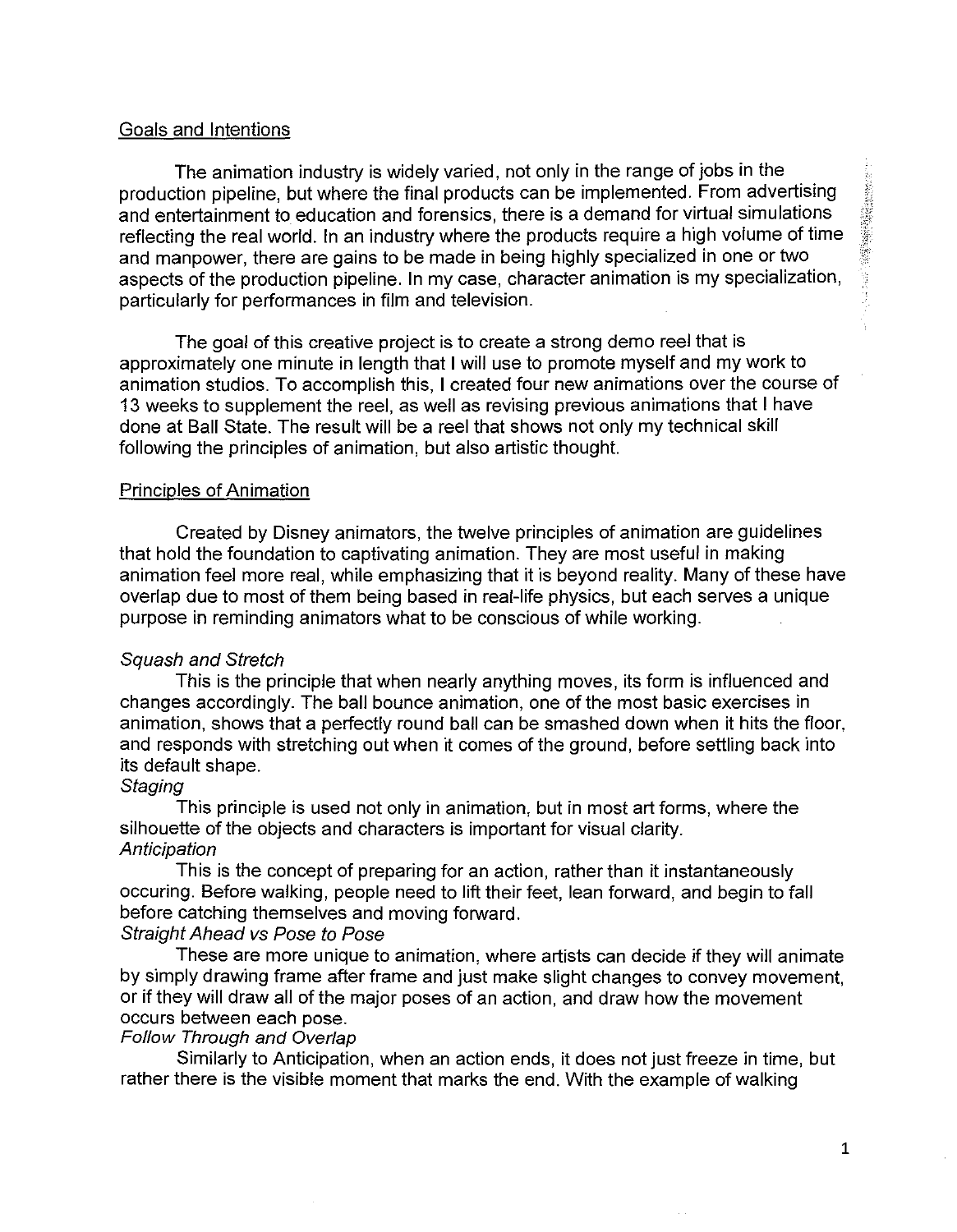## Goals and Intentions

The animation industry is widely varied, not only in the range of jobs in the production pipeline, but where the final products can be implemented. From advertising and entertainment to education and forensics, there is a demand for virtual simulations reflecting the real world. In an industry where the products require a high volume of time and manpower, there are gains to be made in being highly specialized in one or two aspects of the production pipeline. In my case, character animation is my specialization, particularly for performances in film and television.

The goal of this creative project is to create a strong demo reel that is approximately one minute in length that I will use to promote myself and my work to animation studios. To accomplish this, I created four new animations over the course of 13 weeks to supplement the reel, as well as revising previous animations that I have done at Ball State. The result will be a reel that shows not only my technical skill following the principles of animation, but also artistic thought.

## Principles of Animation

Created by Disney animators, the twelve principles of animation are guidelines that hold the foundation to captivating animation. They are most useful in making animation feel more real, while emphasizing that it is beyond reality. Many of these have overlap due to most of them being based in real-life physics, but each serves a unique purpose in reminding animators what to be conscious of while working.

*Squash and Stretch*

This is the principle that when nearly anything moves, its form is influenced and changes accordingly. The ball bounce animation, one of the most basic exercises in animation, shows that a perfectly round ball can be smashed down when it hits the floor, and responds with stretching out when it comes of the ground, before settling back into its default shape.

*Staging*

This principle is used not only in animation, but in most art forms, where the silhouette of the objects and characters is important for visual clarity.

*Anticipation*

This is the concept of preparing for an action, rather than it instantaneously occuring. Before walking, people need to lift their feet, lean forward, and begin to fall before catching themselves and moving forward.

*Straight Ahead vs Pose to Pose*

These are more unique to animation, where artists can decide if they will animate by simply drawing frame after frame and just make slight changes to convey movement, or if they will draw all of the major poses of an action, and draw how the movement occurs between each pose.

*Follow Through and Overlap*

Similarly to Anticipation, when an action ends, it does not just freeze in time, but rather there is the visible moment that marks the end. With the example of walking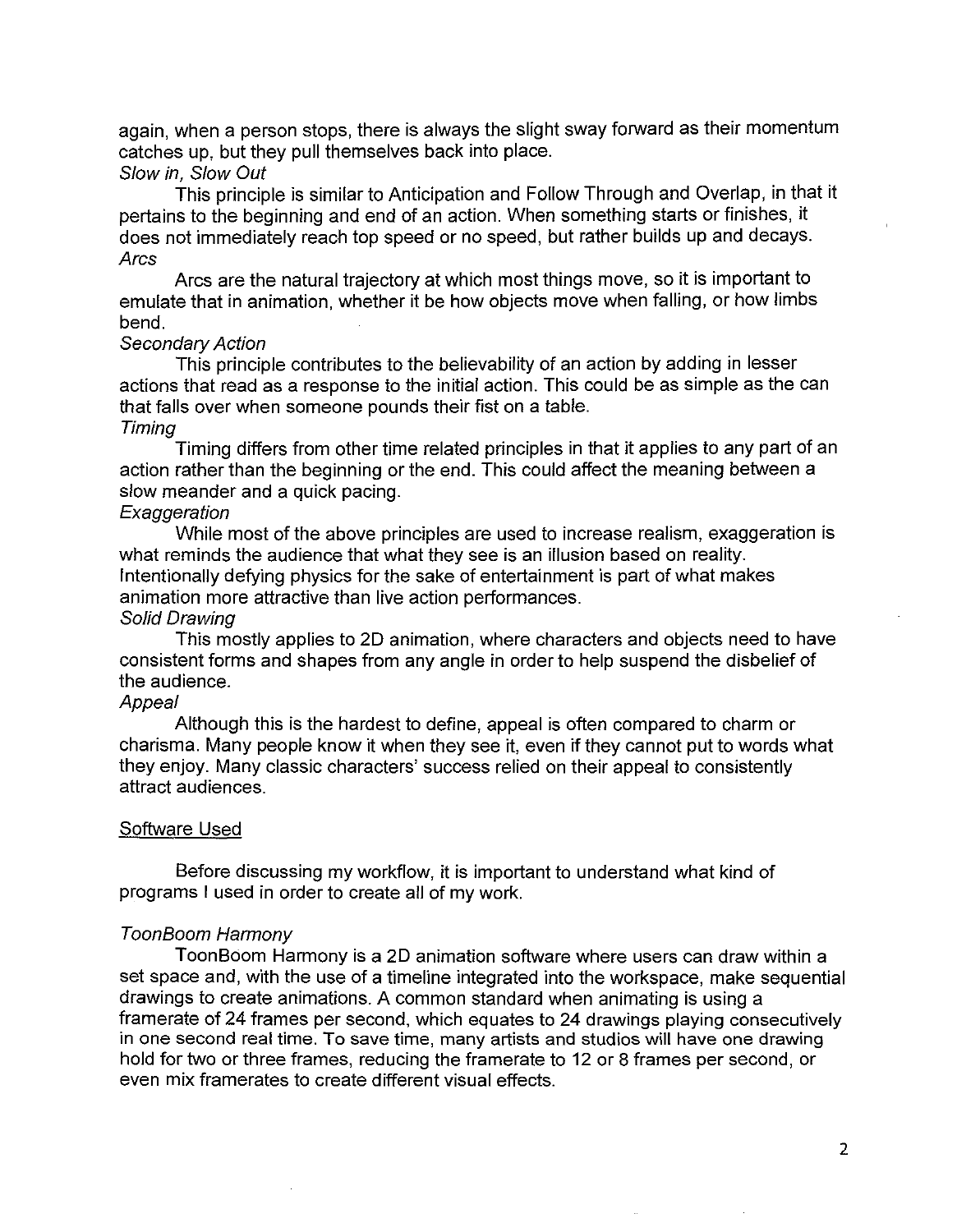again, when a person stops, there is always the slight sway forward as their momentum catches up, but they pull themselves back into place.

*Slow in, Slow Out*

This principle is similar to Anticipation and Follow Through and Overlap, in that it pertains to the beginning and end of an action. When something starts or finishes, it does not immediately reach top speed or no speed, but rather builds up and decays.

*Arcs*

Arcs are the natural trajectory at which most things move, so it is important to emulate that in animation, whether it be how objects move when falling, or how limbs bend.

*Secondary Action*

This principle contributes to the believability of an action by adding in lesser actions that read as a response to the initial action. This could be as simple as the can that falls over when someone pounds their fist on a table.

*Timing*

Timing differs from other time related principles in that it applies to any part of an action rather than the beginning or the end. This could affect the meaning between a slow meander and a quick pacing.

*Exaggeration*

While most of the above principles are used to increase realism, exaggeration is what reminds the audience that what they see is an illusion based on reality. Intentionally defying physics for the sake of entertainment is part of what makes animation more attractive than live action performances.

*Solid Drawing*

This mostly applies to 2D animation, where characters and objects need to have consistent forms and shapes from any angle in order to help suspend the disbelief of the audience.

*Appeal*

Although this is the hardest to define, appeal is often compared to charm or charisma. Many people know it when they see it, even if they cannot put to words what they enjoy. Many classic characters' success relied on their appeal to consistently attract audiences.

## Software Used

Before discussing my workflow, it is important to understand what kind of programs I used in order to create all of my work.

### *ToonBoom Harmony*

ToonBoom Harmony is a 2D animation software where users can draw within a set space and, with the use of a timeline integrated into the workspace, make sequential drawings to create animations. A common standard when animating is using a framerate of 24 frames per second, which equates to 24 drawings playing consecutively in one second real time. To save time, many artists and studios will have one drawing hold for two or three frames, reducing the framerate to 12 or 8 frames per second, or even mix framerates to create different visual effects.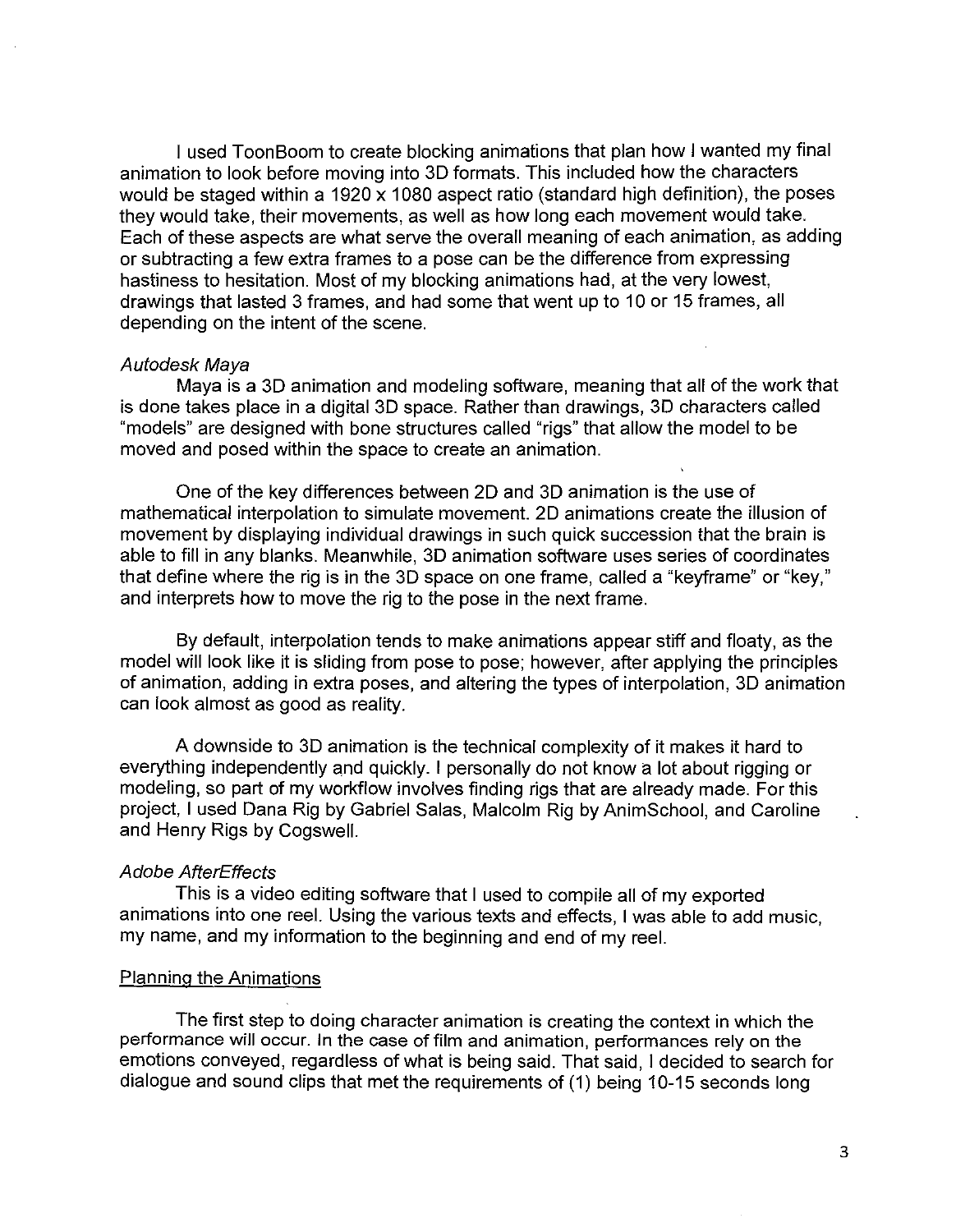I used ToonBoom to create blocking animations that plan how I wanted my final animation to look before moving into 3D formats. This included how the characters would be staged within a 1920 x 1080 aspect ratio (standard high definition), the poses they would take, their movements, as well as how long each movement would take. Each of these aspects are what serve the overall meaning of each animation, as adding or subtracting a few extra frames to a pose can be the difference from expressing hastiness to hesitation. Most of my blocking animations had, at the very lowest, drawings that lasted 3 frames, and had some that went up to 10 or 15 frames, all depending on the intent of the scene.

*Autodesk Maya*

Maya is a 3D animation and modeling software, meaning that all of the work that is done takes place in a digital 3D space. Rather than drawings, 3D characters called "models" are designed with bone structures called "rigs" that allow the model to be moved and posed within the space to create an animation.

One of the key differences between 2D and 3D animation is the use of mathematical interpolation to simulate movement. 2D animations create the illusion of movement by displaying individual drawings in such quick succession that the brain is able to fill in any blanks. Meanwhile, 3D animation software uses series of coordinates that define where the rig is in the 3D space on one frame, called a "keyframe" or "key," and interprets how to move the rig to the pose in the next frame.

By default, interpolation tends to make animations appear stiff and floaty, as the model will look like it is sliding from pose to pose; however, after applying the principles of animation, adding in extra poses, and altering the types of interpolation, 3D animation can look almost as good as reality.

A downside to 3D animation is the technical complexity of it makes it hard to everything independently and quickly. I personally do not know a lot about rigging or modeling, so part of my workflow involves finding rigs that are already made. For this project, I used Dana Rig by Gabriel Salas, Malcolm Rig by AnimSchool, and Caroline and Henry Rigs by Cogswell.

*Adobe AfterEffects*

This is a video editing software that I used to compile all of my exported animations into one reel. Using the various texts and effects, I was able to add music, my name, and my information to the beginning and end of my reel.

## Planning the Animations

The first step to doing character animation is creating the context in which the performance will occur. In the case of film and animation, performances rely on the emotions conveyed, regardless of what is being said. That said, I decided to search for dialogue and sound clips that met the requirements of (1) being 10-15 seconds long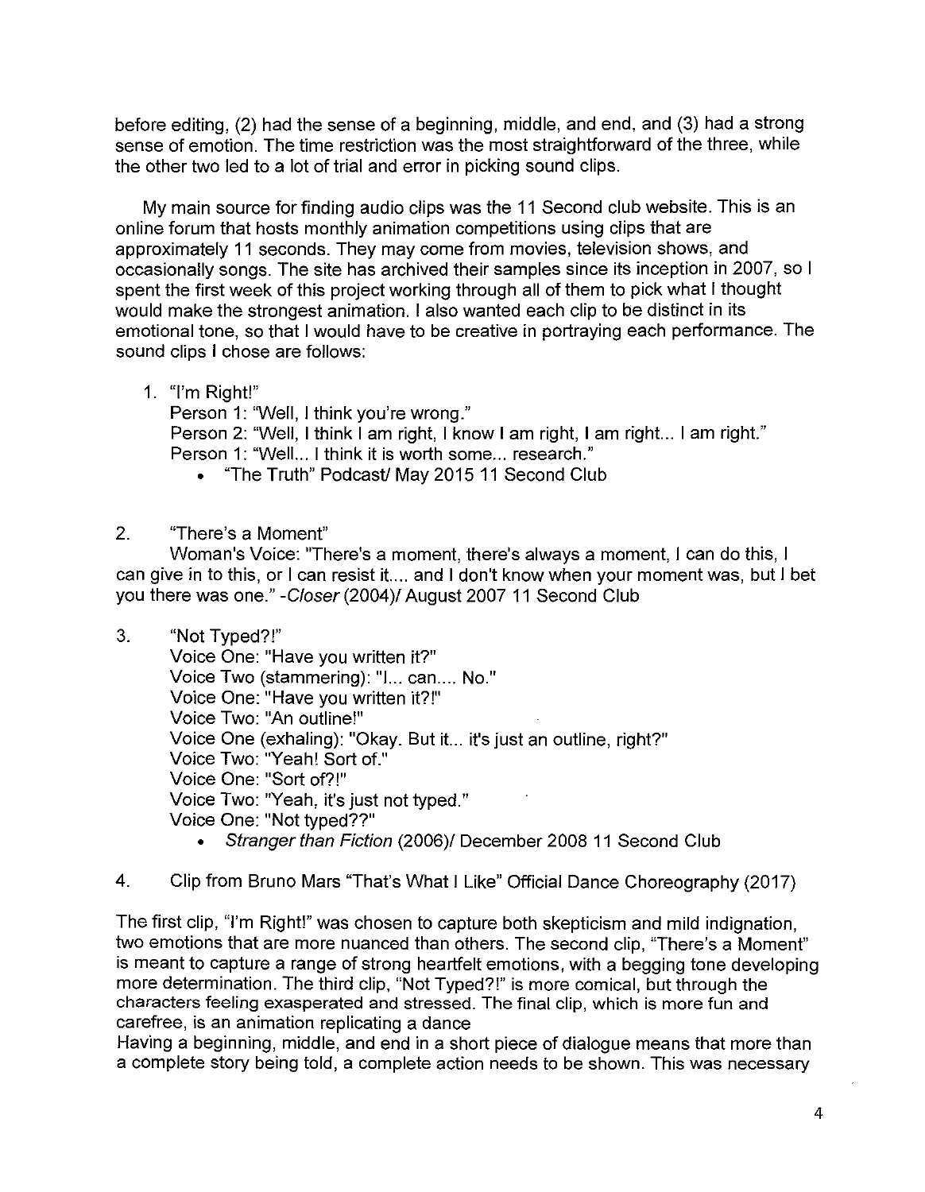before editing, (2) had the sense of a beginning, middle, and end, and (3) had a strong sense of emotion. The time restriction was the most straightforward of the three, while the other two led to a lot of trial and error in picking sound clips.

My main source for finding audio clips was the 11 Second club website. This is an online forum that hosts monthly animation competitions using clips that are approximately 11 seconds. They may come from movies, television shows, and occasionally songs. The site has archived their samples since its inception in 2007, so I spent the first week of this project working through all of them to pick what I thought would make the strongest animation. I also wanted each clip to be distinct in its emotional tone, so that I would have to be creative in portraying each performance. The sound clips I chose are follows:

1. "I'm Right!"
   Person 1: "Well, I think you're wrong."
   Person 2: "Well, I think I am right, I know I am right, I am right... I am right."
   Person 1: "Well... I think it is worth some... research."
   - "The Truth" Podcast/ May 2015 11 Second Club

2. "There's a Moment"
   Woman's Voice: "There's a moment, there's always a moment, I can do this, I can give in to this, or I can resist it.... and I don't know when your moment was, but I bet you there was one." -*Closer* (2004)/ August 2007 11 Second Club

3. "Not Typed?!"
   Voice One: "Have you written it?"
   Voice Two (stammering): "I... can.... No."
   Voice One: "Have you written it?!"
   Voice Two: "An outline!"
   Voice One (exhaling): "Okay. But it... it's just an outline, right?"
   Voice Two: "Yeah! Sort of."
   Voice One: "Sort of?!"
   Voice Two: "Yeah, it's just not typed."
   Voice One: "Not typed??"
   - *Stranger than Fiction* (2006)/ December 2008 11 Second Club

4. Clip from Bruno Mars "That's What I Like" Official Dance Choreography (2017)

The first clip, "I'm Right!" was chosen to capture both skepticism and mild indignation, two emotions that are more nuanced than others. The second clip, "There's a Moment" is meant to capture a range of strong heartfelt emotions, with a begging tone developing more determination. The third clip, "Not Typed?!" is more comical, but through the characters feeling exasperated and stressed. The final clip, which is more fun and carefree, is an animation replicating a dance
Having a beginning, middle, and end in a short piece of dialogue means that more than a complete story being told, a complete action needs to be shown. This was necessary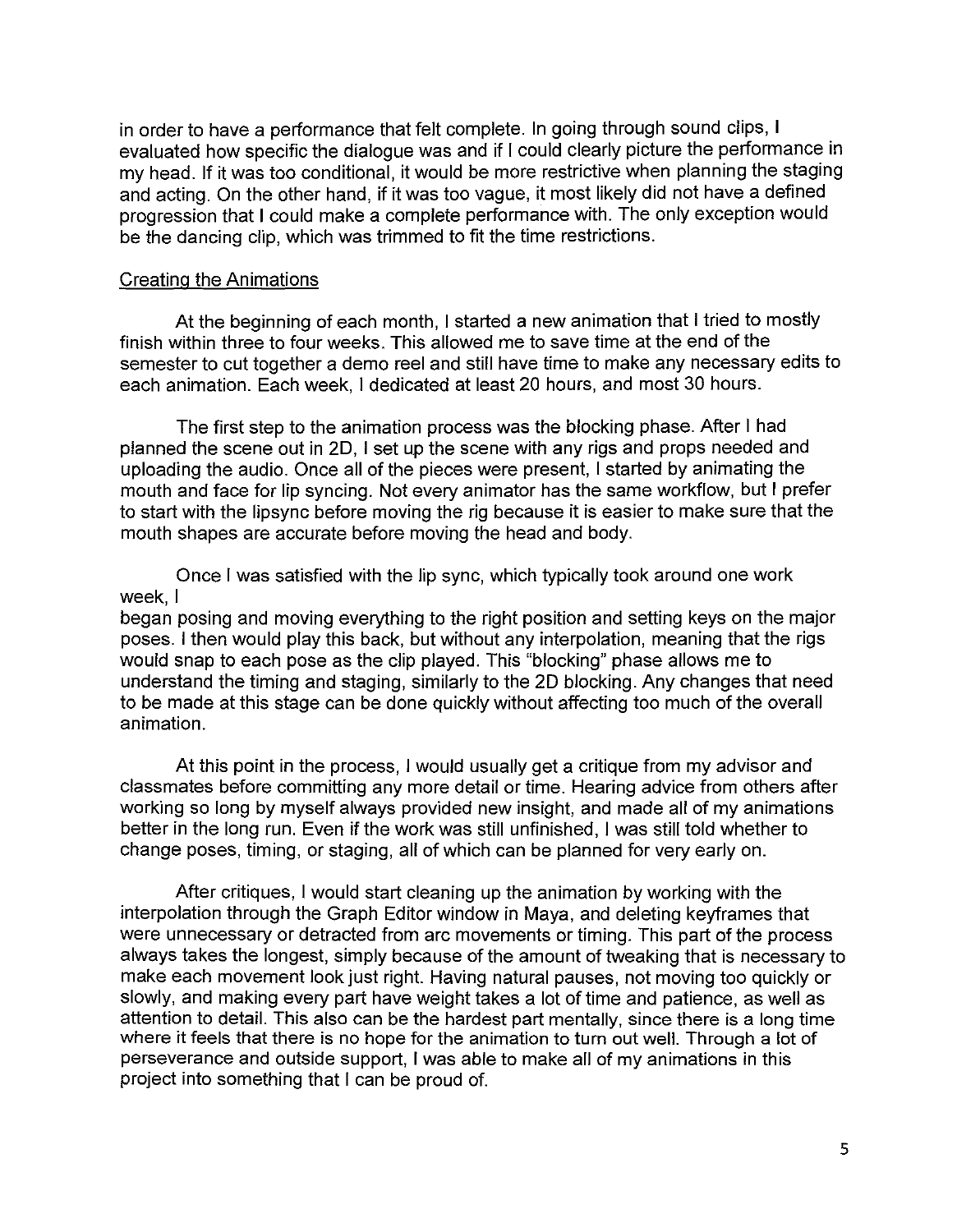in order to have a performance that felt complete. In going through sound clips, I evaluated how specific the dialogue was and if I could clearly picture the performance in my head. If it was too conditional, it would be more restrictive when planning the staging and acting. On the other hand, if it was too vague, it most likely did not have a defined progression that I could make a complete performance with. The only exception would be the dancing clip, which was trimmed to fit the time restrictions.

## Creating the Animations

At the beginning of each month, I started a new animation that I tried to mostly finish within three to four weeks. This allowed me to save time at the end of the semester to cut together a demo reel and still have time to make any necessary edits to each animation. Each week, I dedicated at least 20 hours, and most 30 hours.

The first step to the animation process was the blocking phase. After I had planned the scene out in 2D, I set up the scene with any rigs and props needed and uploading the audio. Once all of the pieces were present, I started by animating the mouth and face for lip syncing. Not every animator has the same workflow, but I prefer to start with the lipsync before moving the rig because it is easier to make sure that the mouth shapes are accurate before moving the head and body.

Once I was satisfied with the lip sync, which typically took around one work week, I
began posing and moving everything to the right position and setting keys on the major poses. I then would play this back, but without any interpolation, meaning that the rigs would snap to each pose as the clip played. This "blocking" phase allows me to understand the timing and staging, similarly to the 2D blocking. Any changes that need to be made at this stage can be done quickly without affecting too much of the overall animation.

At this point in the process, I would usually get a critique from my advisor and classmates before committing any more detail or time. Hearing advice from others after working so long by myself always provided new insight, and made all of my animations better in the long run. Even if the work was still unfinished, I was still told whether to change poses, timing, or staging, all of which can be planned for very early on.

After critiques, I would start cleaning up the animation by working with the interpolation through the Graph Editor window in Maya, and deleting keyframes that were unnecessary or detracted from arc movements or timing. This part of the process always takes the longest, simply because of the amount of tweaking that is necessary to make each movement look just right. Having natural pauses, not moving too quickly or slowly, and making every part have weight takes a lot of time and patience, as well as attention to detail. This also can be the hardest part mentally, since there is a long time where it feels that there is no hope for the animation to turn out well. Through a lot of perseverance and outside support, I was able to make all of my animations in this project into something that I can be proud of.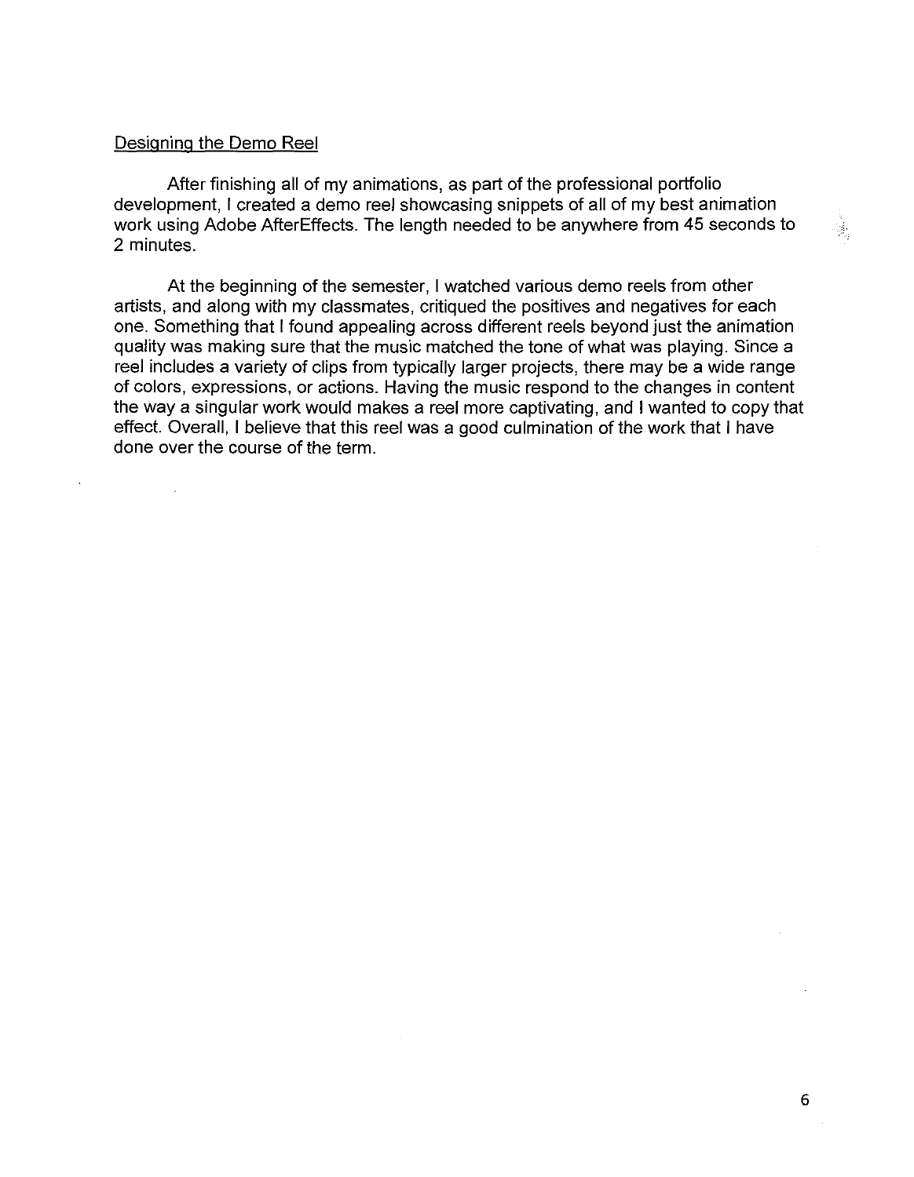## Designing the Demo Reel

After finishing all of my animations, as part of the professional portfolio development, I created a demo reel showcasing snippets of all of my best animation work using Adobe AfterEffects. The length needed to be anywhere from 45 seconds to 2 minutes.

At the beginning of the semester, I watched various demo reels from other artists, and along with my classmates, critiqued the positives and negatives for each one. Something that I found appealing across different reels beyond just the animation quality was making sure that the music matched the tone of what was playing. Since a reel includes a variety of clips from typically larger projects, there may be a wide range of colors, expressions, or actions. Having the music respond to the changes in content the way a singular work would makes a reel more captivating, and I wanted to copy that effect. Overall, I believe that this reel was a good culmination of the work that I have done over the course of the term.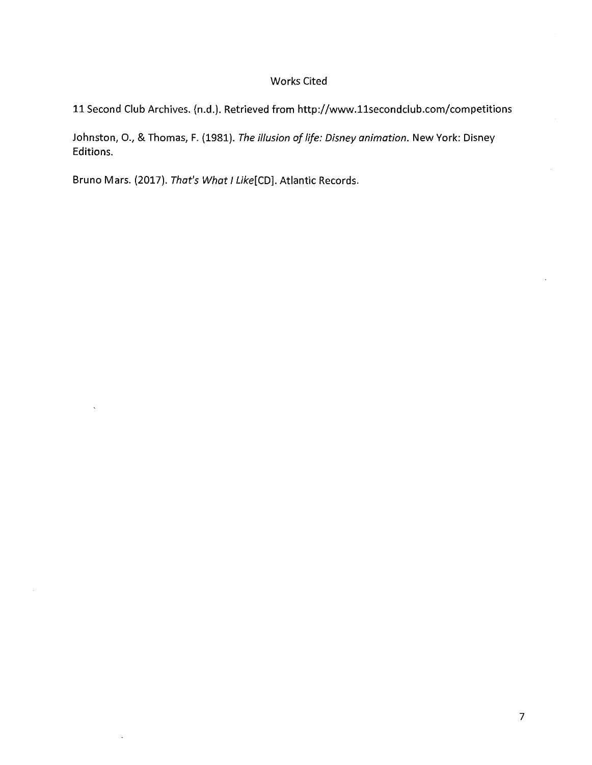# Works Cited

11 Second Club Archives. (n.d.). Retrieved from http://www.11secondclub.com/competitions

Johnston, O., & Thomas, F. (1981). *The illusion of life: Disney animation*. New York: Disney Editions.

Bruno Mars. (2017). *That's What I Like*[CD]. Atlantic Records.